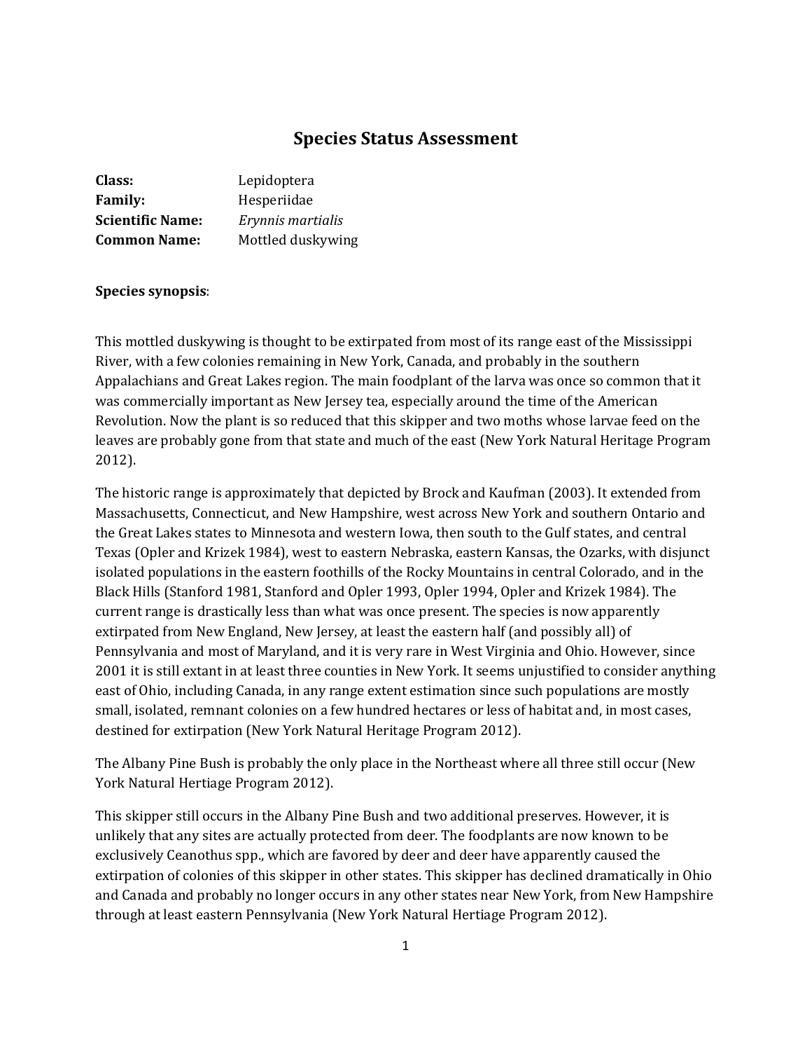# Species Status Assessment

**Class:** Lepidoptera
**Family:** Hesperiidae
**Scientific Name:** *Erynnis martialis*
**Common Name:** Mottled duskywing

**Species synopsis**:

This mottled duskywing is thought to be extirpated from most of its range east of the Mississippi River, with a few colonies remaining in New York, Canada, and probably in the southern Appalachians and Great Lakes region. The main foodplant of the larva was once so common that it was commercially important as New Jersey tea, especially around the time of the American Revolution. Now the plant is so reduced that this skipper and two moths whose larvae feed on the leaves are probably gone from that state and much of the east (New York Natural Heritage Program 2012).

The historic range is approximately that depicted by Brock and Kaufman (2003). It extended from Massachusetts, Connecticut, and New Hampshire, west across New York and southern Ontario and the Great Lakes states to Minnesota and western Iowa, then south to the Gulf states, and central Texas (Opler and Krizek 1984), west to eastern Nebraska, eastern Kansas, the Ozarks, with disjunct isolated populations in the eastern foothills of the Rocky Mountains in central Colorado, and in the Black Hills (Stanford 1981, Stanford and Opler 1993, Opler 1994, Opler and Krizek 1984). The current range is drastically less than what was once present. The species is now apparently extirpated from New England, New Jersey, at least the eastern half (and possibly all) of Pennsylvania and most of Maryland, and it is very rare in West Virginia and Ohio. However, since 2001 it is still extant in at least three counties in New York. It seems unjustified to consider anything east of Ohio, including Canada, in any range extent estimation since such populations are mostly small, isolated, remnant colonies on a few hundred hectares or less of habitat and, in most cases, destined for extirpation (New York Natural Heritage Program 2012).

The Albany Pine Bush is probably the only place in the Northeast where all three still occur (New York Natural Hertiage Program 2012).

This skipper still occurs in the Albany Pine Bush and two additional preserves. However, it is unlikely that any sites are actually protected from deer. The foodplants are now known to be exclusively Ceanothus spp., which are favored by deer and deer have apparently caused the extirpation of colonies of this skipper in other states. This skipper has declined dramatically in Ohio and Canada and probably no longer occurs in any other states near New York, from New Hampshire through at least eastern Pennsylvania (New York Natural Hertiage Program 2012).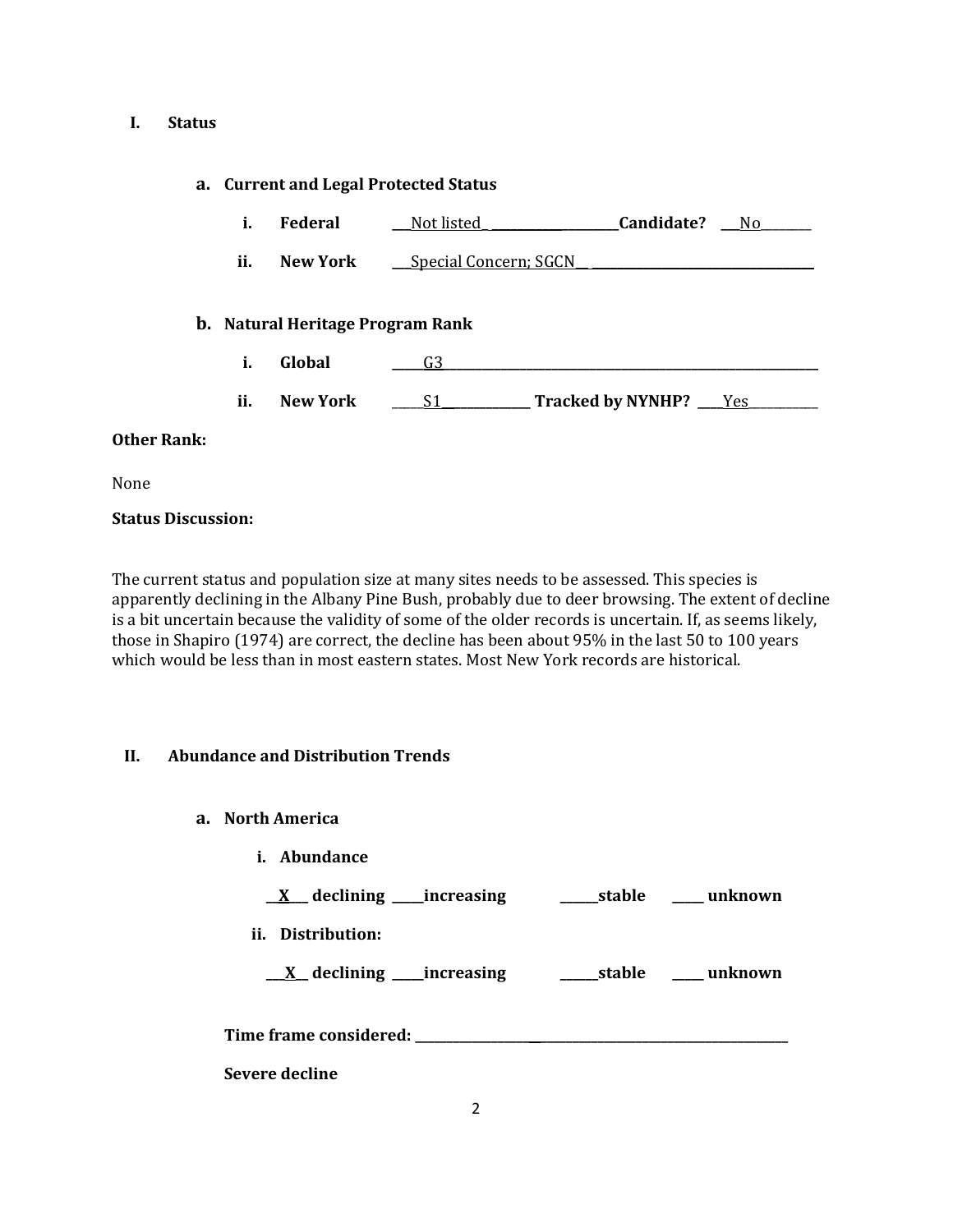# I. Status

## a. Current and Legal Protected Status

**i. Federal** ___Not listed_ ___________________**Candidate?** ___No_______

**ii. New York** ___Special Concern; SGCN__ _________________________________

## b. Natural Heritage Program Rank

**i. Global** _____G3___________________________________________________________

**ii. New York** _____S1_____________ **Tracked by NYNHP?** ____Yes__________

**Other Rank:**

None

**Status Discussion:**

The current status and population size at many sites needs to be assessed. This species is apparently declining in the Albany Pine Bush, probably due to deer browsing. The extent of decline is a bit uncertain because the validity of some of the older records is uncertain. If, as seems likely, those in Shapiro (1974) are correct, the decline has been about 95% in the last 50 to 100 years which would be less than in most eastern states. Most New York records are historical.

# II. Abundance and Distribution Trends

## a. North America

**i. Abundance**

__X__ **declining** _____**increasing** ______**stable** _____ **unknown**

**ii. Distribution:**

__X__ **declining** _____**increasing** ______**stable** _____ **unknown**

**Time frame considered:** ___________________________________________________________

**Severe decline**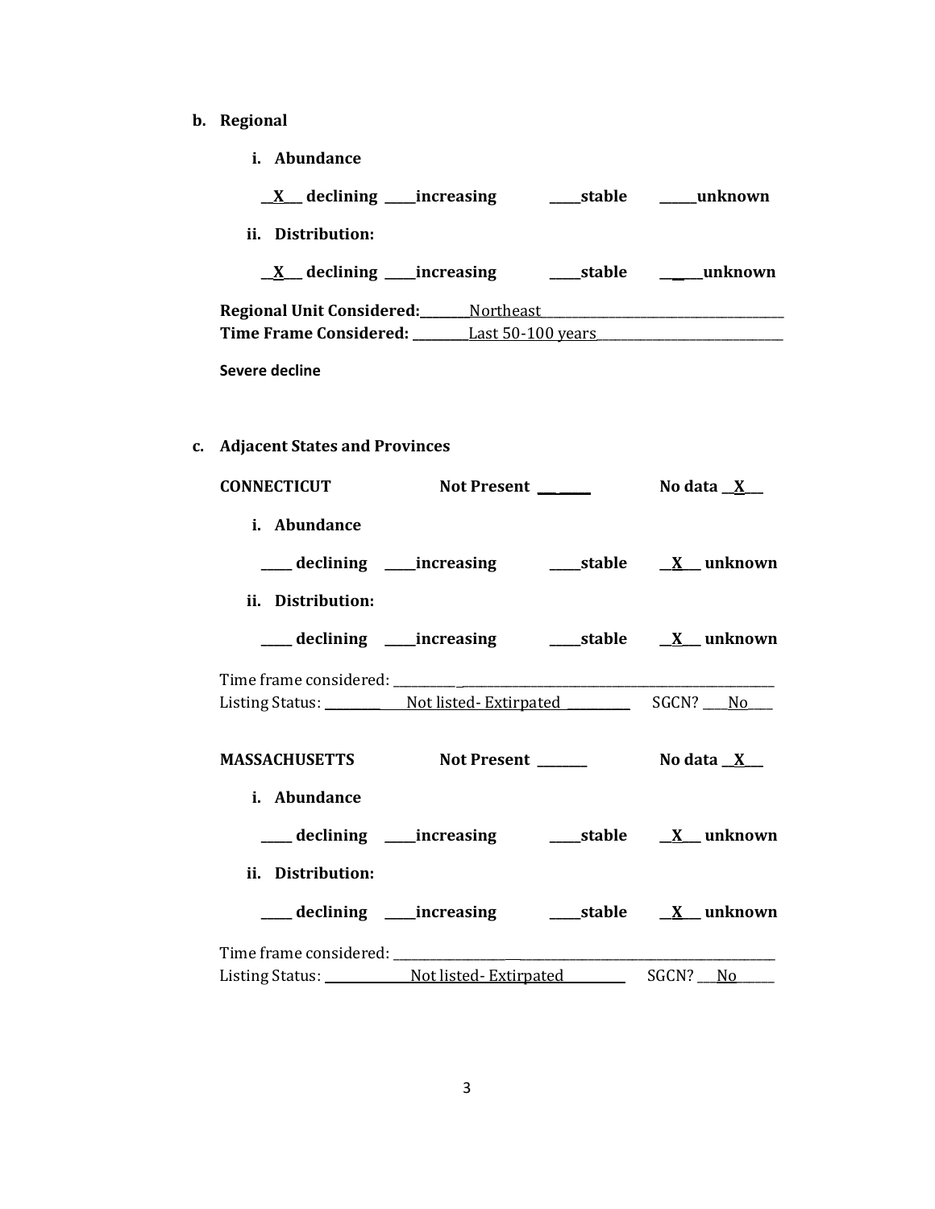**b. Regional**

**i. Abundance**

**__X__ declining ____increasing ____stable _____unknown**

**ii. Distribution:**

**__X__ declining ____increasing ____stable _____unknown**

**Regional Unit Considered:** ______Northeast______________________________

**Time Frame Considered:** ________Last 50-100 years________________________

**Severe decline**

**c. Adjacent States and Provinces**

**CONNECTICUT** **Not Present** ______ **No data __X__**

**i. Abundance**

**____ declining ____increasing ____stable __X__ unknown**

**ii. Distribution:**

**____ declining ____increasing ____stable __X__ unknown**

Time frame considered: ____________________________________________

Listing Status: ________Not listed- Extirpated__________ SGCN? ____No____

**MASSACHUSETTS** **Not Present** ______ **No data __X__**

**i. Abundance**

**____ declining ____increasing ____stable __X__ unknown**

**ii. Distribution:**

**____ declining ____increasing ____stable __X__ unknown**

Time frame considered: ____________________________________________

Listing Status: ____________Not listed- Extirpated__________ SGCN? ___No_____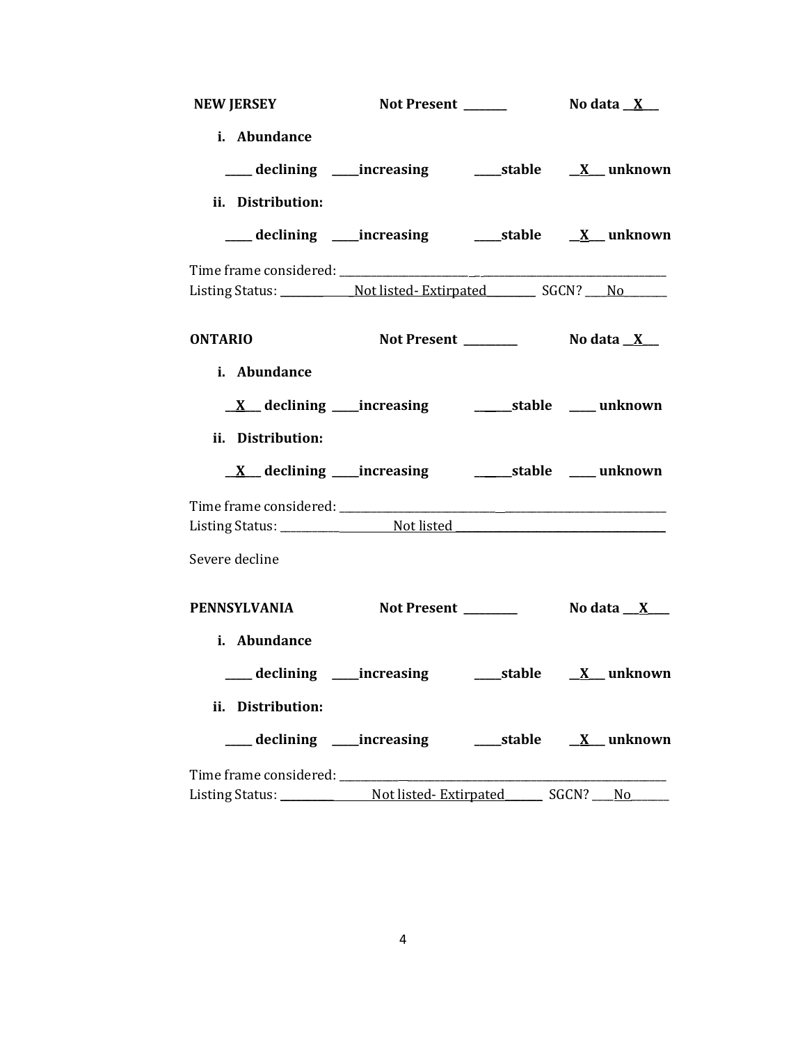**NEW JERSEY** Not Present ________ No data __X__

**i. Abundance**

**_____ declining _____increasing _____stable __X__ unknown**

**ii. Distribution:**

**_____ declining _____increasing _____stable __X__ unknown**

Time frame considered: ________________________________________________

Listing Status: ______________Not listed- Extirpated__________ SGCN? ____No________

**ONTARIO** Not Present __________ No data __X__

**i. Abundance**

**__X__ declining _____increasing ______stable _____ unknown**

**ii. Distribution:**

**__X__ declining _____increasing ______stable _____ unknown**

Time frame considered: ________________________________________________

Listing Status: ____________________Not listed ________________________________

Severe decline

**PENNSYLVANIA** Not Present __________ No data ___X___

**i. Abundance**

**_____ declining _____increasing _____stable __X__ unknown**

**ii. Distribution:**

**_____ declining _____increasing _____stable __X__ unknown**

Time frame considered: ________________________________________________

Listing Status: ___________________Not listed- Extirpated________ SGCN? ____No_______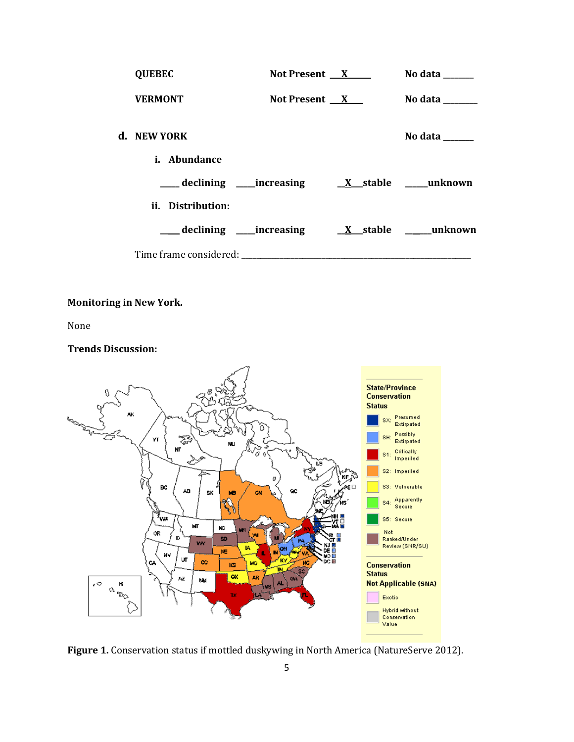QUEBEC Not Present __X__ No data ______

VERMONT Not Present __X__ No data ______

**d. NEW YORK** No data ______

**i. Abundance**

____ declining ____increasing __X__stable _____unknown

**ii. Distribution:**

____ declining ____increasing __X__stable _____unknown

Time frame considered: ___________________________________________

**Monitoring in New York.**

None

**Trends Discussion:**

**Figure 1.** Conservation status if mottled duskywing in North America (NatureServe 2012).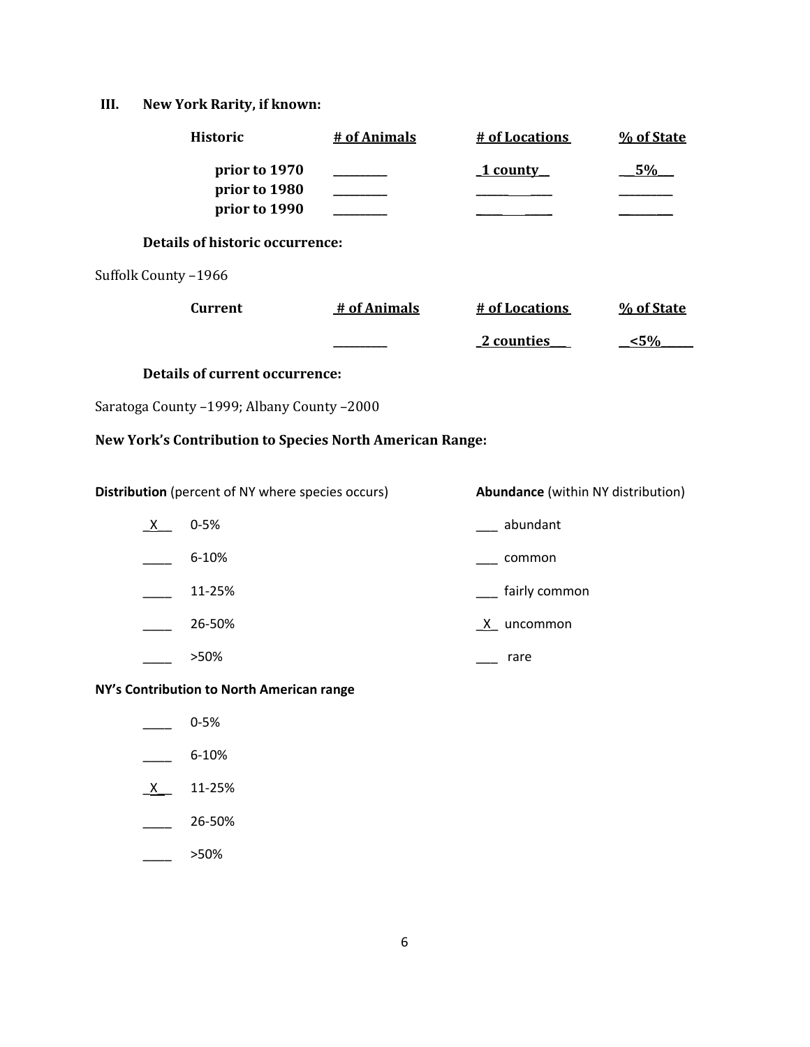## III. New York Rarity, if known:

| Historic | # of Animals | # of Locations | % of State |
|---|---|---|---|
| prior to 1970 | ________ | _1 county_ | __5%__ |
| prior to 1980 | ________ | ________ | ________ |
| prior to 1990 | ________ | ________ | ________ |

**Details of historic occurrence:**

Suffolk County –1966

| Current | # of Animals | # of Locations | % of State |
|---|---|---|---|
| | ________ | _2 counties__ | __<5%____ |

**Details of current occurrence:**

Saratoga County –1999; Albany County –2000

**New York's Contribution to Species North American Range:**

**Distribution** (percent of NY where species occurs)

_X__ 0-5%

____ 6-10%

____ 11-25%

____ 26-50%

____ >50%

**Abundance** (within NY distribution)

___ abundant

___ common

___ fairly common

_X_ uncommon

___ rare

**NY's Contribution to North American range**

____ 0-5%

____ 6-10%

_X__ 11-25%

____ 26-50%

____ >50%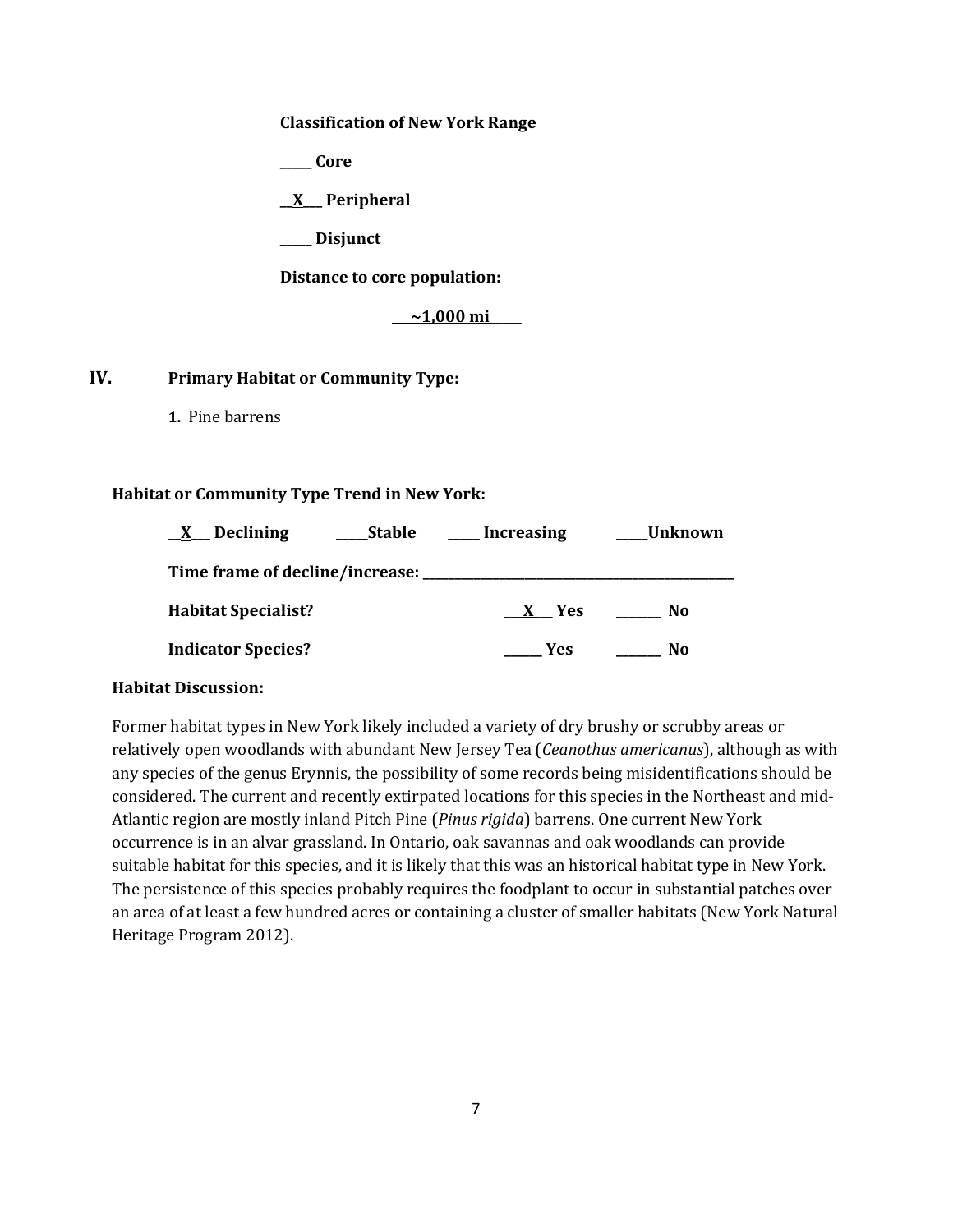**Classification of New York Range**

**_____ Core**

**__X___ Peripheral**

**_____ Disjunct**

**Distance to core population:**

**____~1,000 mi_____**

## IV. Primary Habitat or Community Type:

**1.** Pine barrens

**Habitat or Community Type Trend in New York:**

**__X___ Declining** **_____Stable** **_____ Increasing** **_____Unknown**

**Time frame of decline/increase: _______________________________________________**

**Habitat Specialist?** **___X___ Yes** **_______ No**

**Indicator Species?** **______ Yes** **_______ No**

**Habitat Discussion:**

Former habitat types in New York likely included a variety of dry brushy or scrubby areas or relatively open woodlands with abundant New Jersey Tea (*Ceanothus americanus*), although as with any species of the genus Erynnis, the possibility of some records being misidentifications should be considered. The current and recently extirpated locations for this species in the Northeast and mid-Atlantic region are mostly inland Pitch Pine (*Pinus rigida*) barrens. One current New York occurrence is in an alvar grassland. In Ontario, oak savannas and oak woodlands can provide suitable habitat for this species, and it is likely that this was an historical habitat type in New York. The persistence of this species probably requires the foodplant to occur in substantial patches over an area of at least a few hundred acres or containing a cluster of smaller habitats (New York Natural Heritage Program 2012).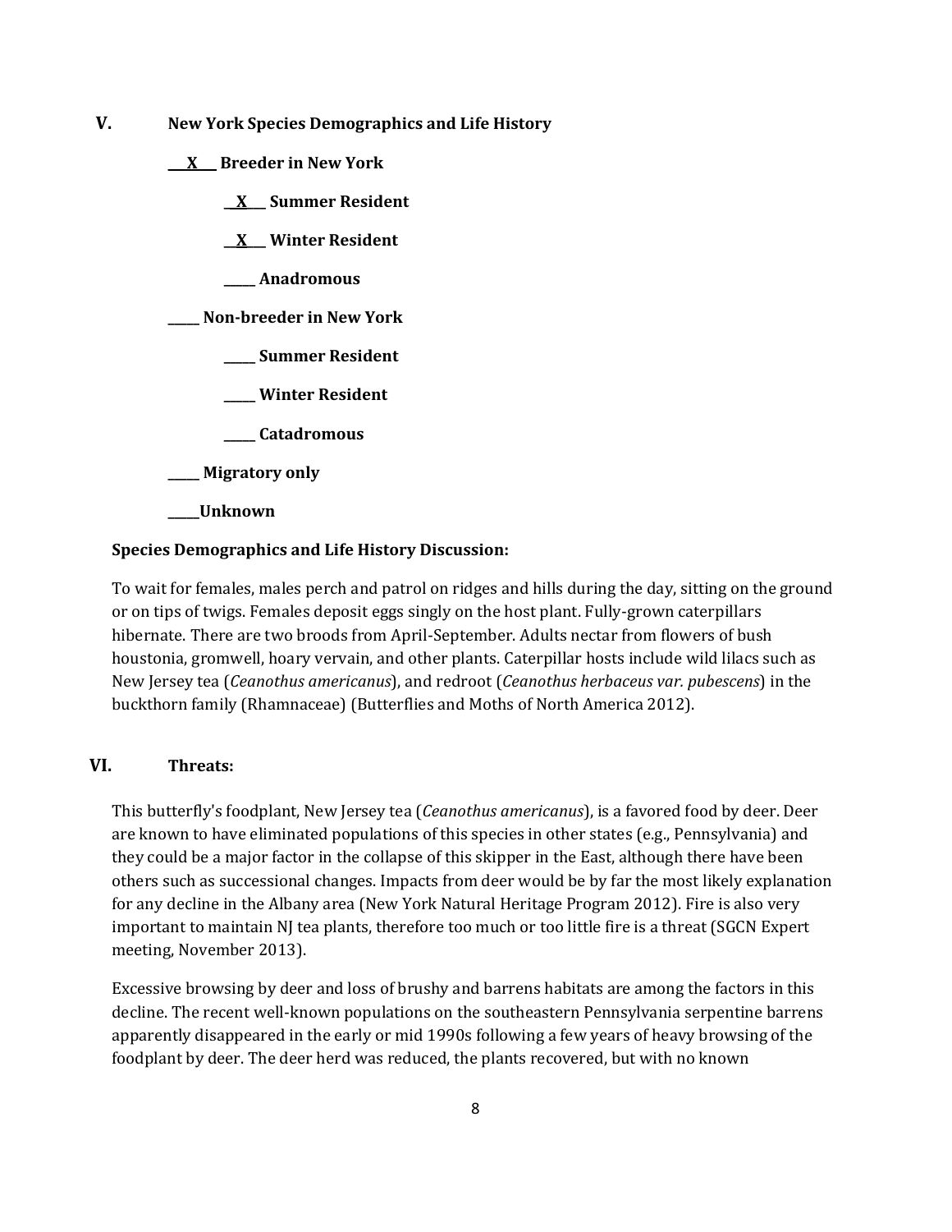## V. New York Species Demographics and Life History

**\_\_X\_\_ Breeder in New York**

- **\_\_X\_\_ Summer Resident**
- **\_\_X\_\_ Winter Resident**
- **\_\_\_\_\_ Anadromous**

**\_\_\_\_\_ Non-breeder in New York**

- **\_\_\_\_\_ Summer Resident**
- **\_\_\_\_\_ Winter Resident**
- **\_\_\_\_\_ Catadromous**

**\_\_\_\_\_ Migratory only**

**\_\_\_\_\_Unknown**

**Species Demographics and Life History Discussion:**

To wait for females, males perch and patrol on ridges and hills during the day, sitting on the ground or on tips of twigs. Females deposit eggs singly on the host plant. Fully-grown caterpillars hibernate. There are two broods from April-September. Adults nectar from flowers of bush houstonia, gromwell, hoary vervain, and other plants. Caterpillar hosts include wild lilacs such as New Jersey tea (*Ceanothus americanus*), and redroot (*Ceanothus herbaceus var. pubescens*) in the buckthorn family (Rhamnaceae) (Butterflies and Moths of North America 2012).

## VI. Threats:

This butterfly's foodplant, New Jersey tea (*Ceanothus americanus*), is a favored food by deer. Deer are known to have eliminated populations of this species in other states (e.g., Pennsylvania) and they could be a major factor in the collapse of this skipper in the East, although there have been others such as successional changes. Impacts from deer would be by far the most likely explanation for any decline in the Albany area (New York Natural Heritage Program 2012). Fire is also very important to maintain NJ tea plants, therefore too much or too little fire is a threat (SGCN Expert meeting, November 2013).

Excessive browsing by deer and loss of brushy and barrens habitats are among the factors in this decline. The recent well-known populations on the southeastern Pennsylvania serpentine barrens apparently disappeared in the early or mid 1990s following a few years of heavy browsing of the foodplant by deer. The deer herd was reduced, the plants recovered, but with no known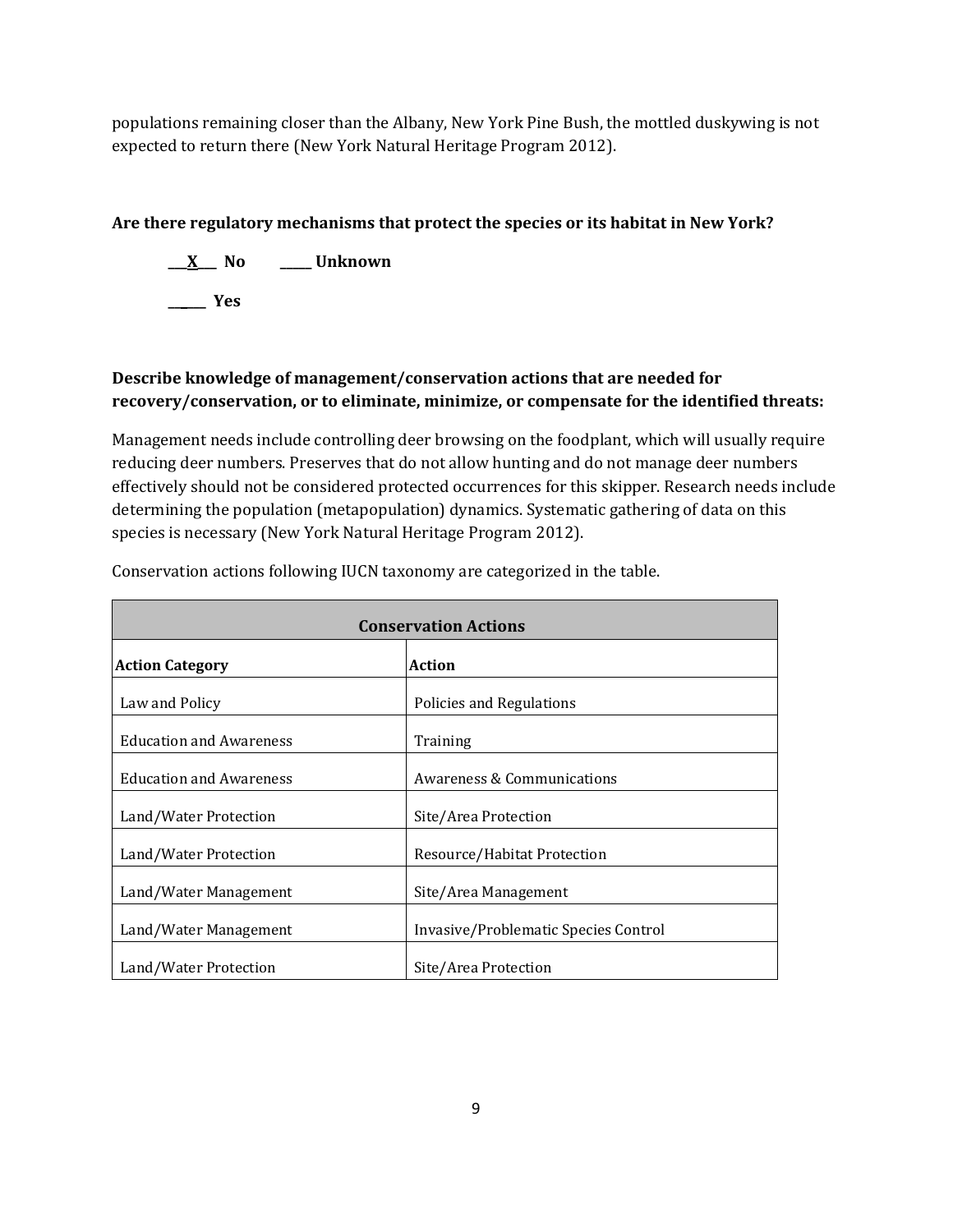populations remaining closer than the Albany, New York Pine Bush, the mottled duskywing is not expected to return there (New York Natural Heritage Program 2012).

**Are there regulatory mechanisms that protect the species or its habitat in New York?**

**\_\_\_X\_\_\_ No** **\_\_\_\_\_ Unknown**

**\_\_\_\_\_\_ Yes**

**Describe knowledge of management/conservation actions that are needed for recovery/conservation, or to eliminate, minimize, or compensate for the identified threats:**

Management needs include controlling deer browsing on the foodplant, which will usually require reducing deer numbers. Preserves that do not allow hunting and do not manage deer numbers effectively should not be considered protected occurrences for this skipper. Research needs include determining the population (metapopulation) dynamics. Systematic gathering of data on this species is necessary (New York Natural Heritage Program 2012).

Conservation actions following IUCN taxonomy are categorized in the table.

| **Conservation Actions** | |
|---|---|
| **Action Category** | **Action** |
| Law and Policy | Policies and Regulations |
| Education and Awareness | Training |
| Education and Awareness | Awareness & Communications |
| Land/Water Protection | Site/Area Protection |
| Land/Water Protection | Resource/Habitat Protection |
| Land/Water Management | Site/Area Management |
| Land/Water Management | Invasive/Problematic Species Control |
| Land/Water Protection | Site/Area Protection |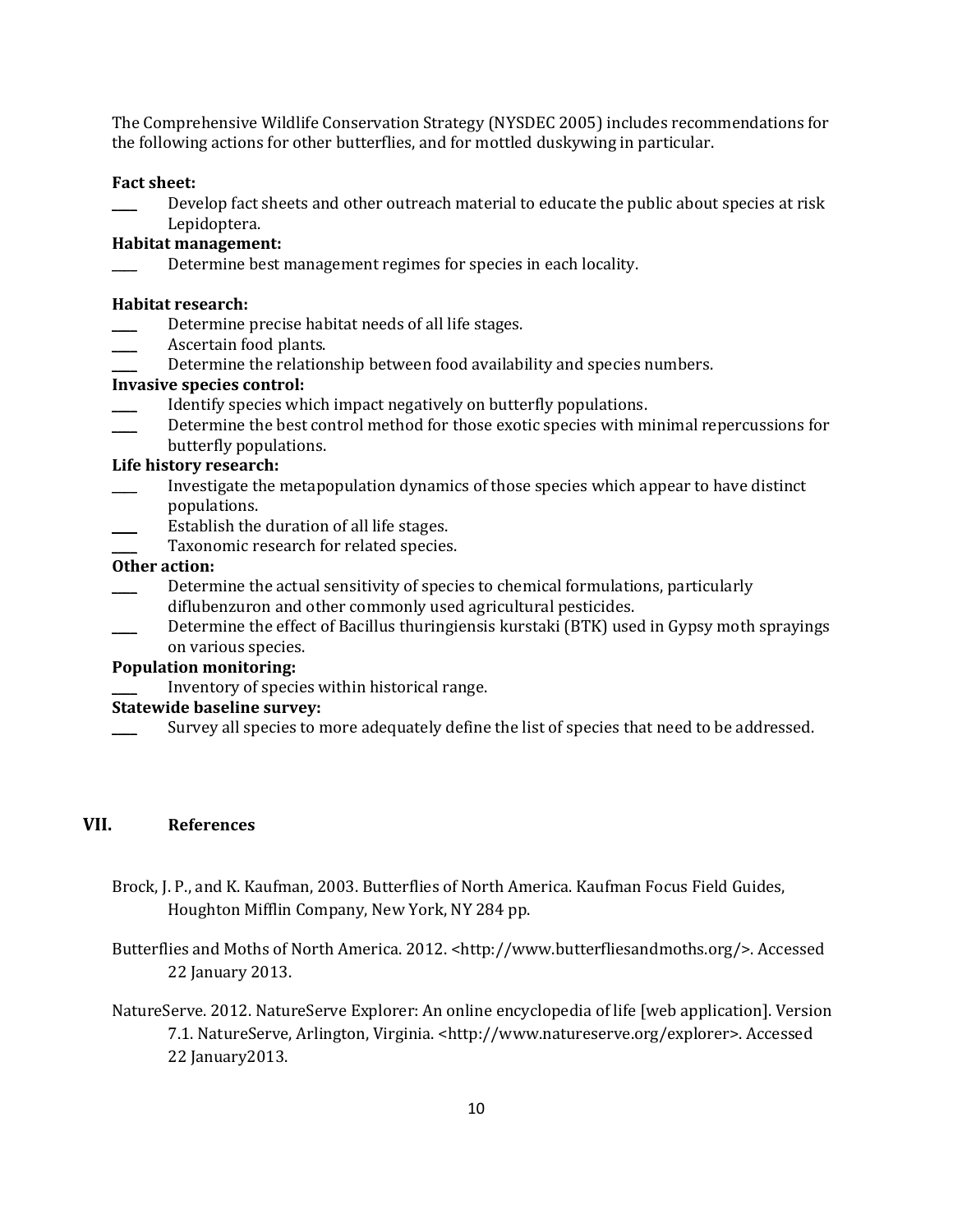The Comprehensive Wildlife Conservation Strategy (NYSDEC 2005) includes recommendations for the following actions for other butterflies, and for mottled duskywing in particular.

**Fact sheet:**

____ Develop fact sheets and other outreach material to educate the public about species at risk Lepidoptera.

**Habitat management:**

____ Determine best management regimes for species in each locality.

**Habitat research:**

____ Determine precise habitat needs of all life stages.

____ Ascertain food plants.

____ Determine the relationship between food availability and species numbers.

**Invasive species control:**

____ Identify species which impact negatively on butterfly populations.

____ Determine the best control method for those exotic species with minimal repercussions for butterfly populations.

**Life history research:**

____ Investigate the metapopulation dynamics of those species which appear to have distinct populations.

____ Establish the duration of all life stages.

____ Taxonomic research for related species.

**Other action:**

____ Determine the actual sensitivity of species to chemical formulations, particularly diflubenzuron and other commonly used agricultural pesticides.

____ Determine the effect of Bacillus thuringiensis kurstaki (BTK) used in Gypsy moth sprayings on various species.

**Population monitoring:**

____ Inventory of species within historical range.

**Statewide baseline survey:**

____ Survey all species to more adequately define the list of species that need to be addressed.

## VII. References

Brock, J. P., and K. Kaufman, 2003. Butterflies of North America. Kaufman Focus Field Guides, Houghton Mifflin Company, New York, NY 284 pp.

Butterflies and Moths of North America. 2012. <http://www.butterfliesandmoths.org/>. Accessed 22 January 2013.

NatureServe. 2012. NatureServe Explorer: An online encyclopedia of life [web application]. Version 7.1. NatureServe, Arlington, Virginia. <http://www.natureserve.org/explorer>. Accessed 22 January2013.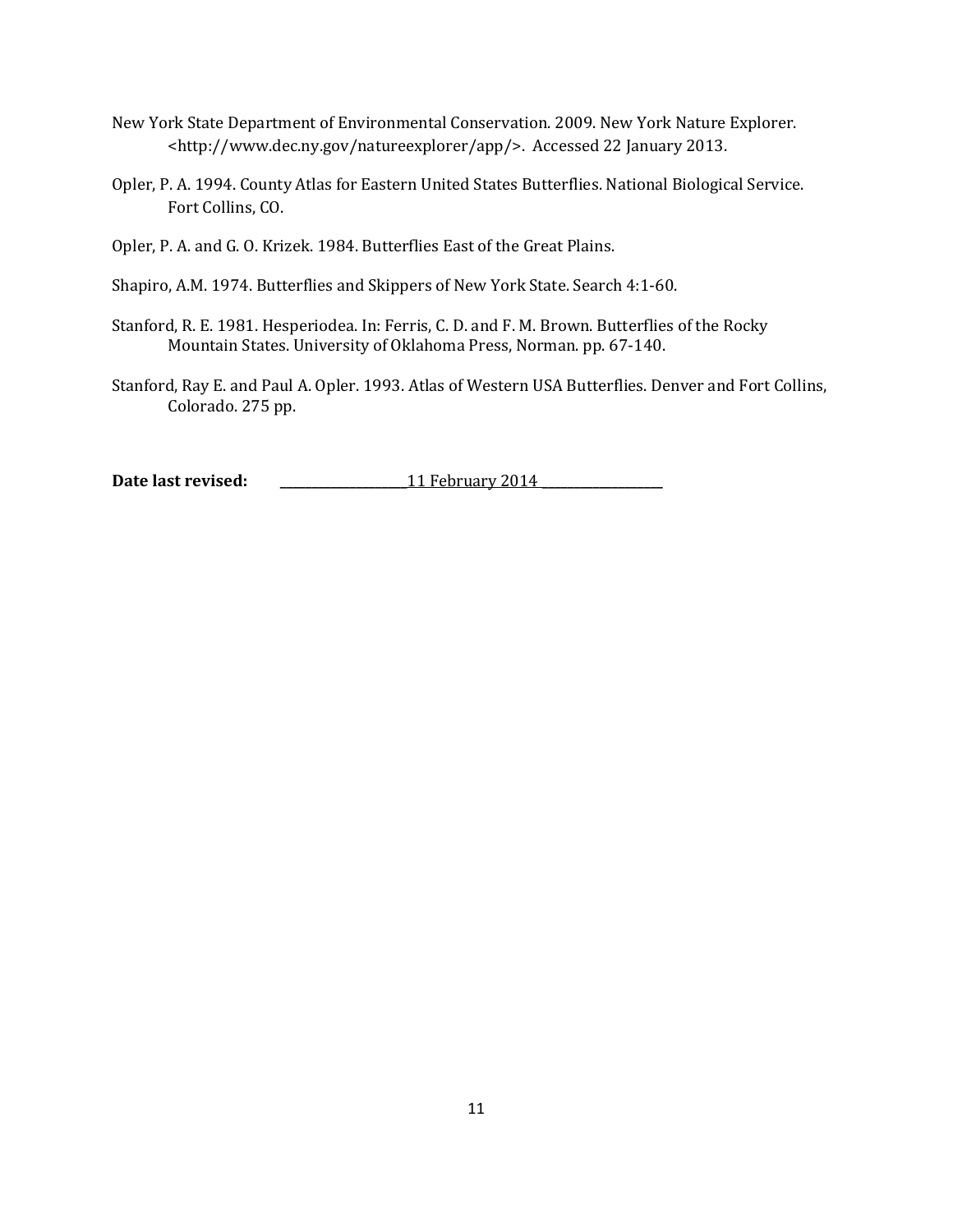New York State Department of Environmental Conservation. 2009. New York Nature Explorer. <http://www.dec.ny.gov/natureexplorer/app/>. Accessed 22 January 2013.

Opler, P. A. 1994. County Atlas for Eastern United States Butterflies. National Biological Service. Fort Collins, CO.

Opler, P. A. and G. O. Krizek. 1984. Butterflies East of the Great Plains.

Shapiro, A.M. 1974. Butterflies and Skippers of New York State. Search 4:1-60.

Stanford, R. E. 1981. Hesperiodea. In: Ferris, C. D. and F. M. Brown. Butterflies of the Rocky Mountain States. University of Oklahoma Press, Norman. pp. 67-140.

Stanford, Ray E. and Paul A. Opler. 1993. Atlas of Western USA Butterflies. Denver and Fort Collins, Colorado. 275 pp.

**Date last revised:** 11 February 2014